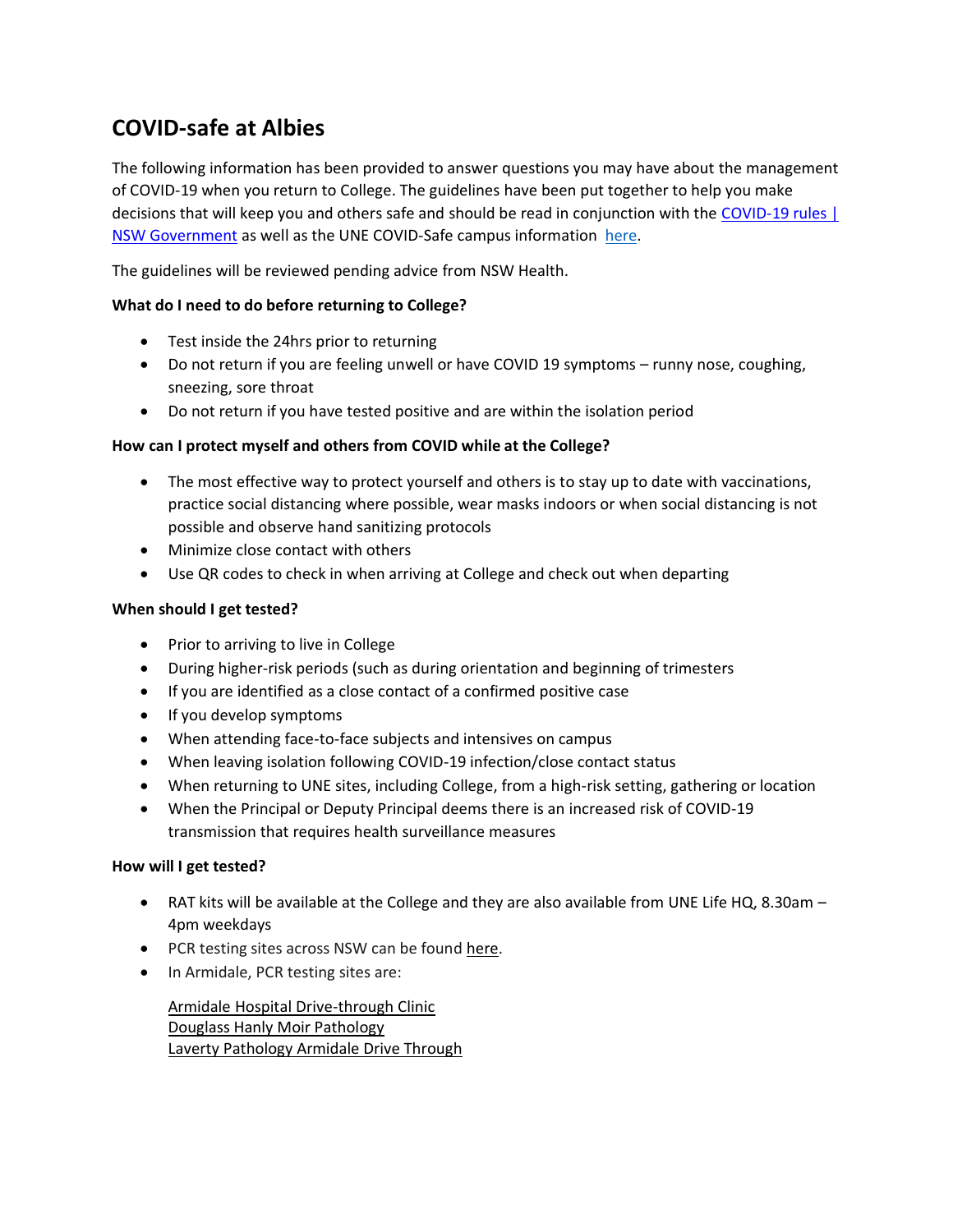# COVID-safe at Albies

The following information has been provided to answer questions you may have about the management of COVID-19 when you return to College. The guidelines have been put together to help you make decisions that will keep you and others safe and should be read in conjunction with the [COVID-19 rules | NSW Government]() as well as the UNE COVID-Safe campus information [here]().

The guidelines will be reviewed pending advice from NSW Health.

**What do I need to do before returning to College?**

- Test inside the 24hrs prior to returning
- Do not return if you are feeling unwell or have COVID 19 symptoms – runny nose, coughing, sneezing, sore throat
- Do not return if you have tested positive and are within the isolation period

**How can I protect myself and others from COVID while at the College?**

- The most effective way to protect yourself and others is to stay up to date with vaccinations, practice social distancing where possible, wear masks indoors or when social distancing is not possible and observe hand sanitizing protocols
- Minimize close contact with others
- Use QR codes to check in when arriving at College and check out when departing

**When should I get tested?**

- Prior to arriving to live in College
- During higher-risk periods (such as during orientation and beginning of trimesters
- If you are identified as a close contact of a confirmed positive case
- If you develop symptoms
- When attending face-to-face subjects and intensives on campus
- When leaving isolation following COVID-19 infection/close contact status
- When returning to UNE sites, including College, from a high-risk setting, gathering or location
- When the Principal or Deputy Principal deems there is an increased risk of COVID-19 transmission that requires health surveillance measures

**How will I get tested?**

- RAT kits will be available at the College and they are also available from UNE Life HQ, 8.30am – 4pm weekdays
- PCR testing sites across NSW can be found [here]().
- In Armidale, PCR testing sites are:

  [Armidale Hospital Drive-through Clinic]()
  [Douglass Hanly Moir Pathology]()
  [Laverty Pathology Armidale Drive Through]()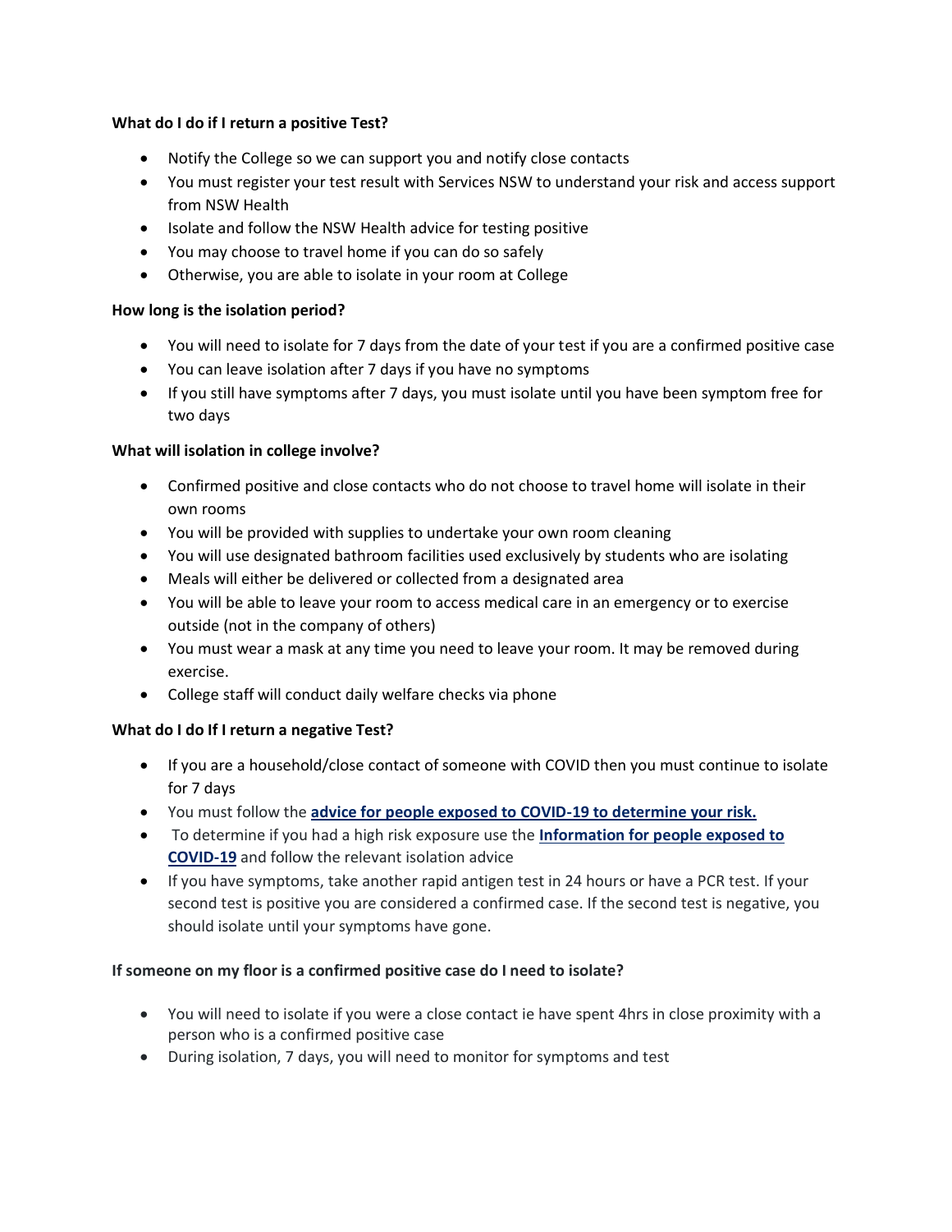**What do I do if I return a positive Test?**

- Notify the College so we can support you and notify close contacts
- You must register your test result with Services NSW to understand your risk and access support from NSW Health
- Isolate and follow the NSW Health advice for testing positive
- You may choose to travel home if you can do so safely
- Otherwise, you are able to isolate in your room at College

**How long is the isolation period?**

- You will need to isolate for 7 days from the date of your test if you are a confirmed positive case
- You can leave isolation after 7 days if you have no symptoms
- If you still have symptoms after 7 days, you must isolate until you have been symptom free for two days

**What will isolation in college involve?**

- Confirmed positive and close contacts who do not choose to travel home will isolate in their own rooms
- You will be provided with supplies to undertake your own room cleaning
- You will use designated bathroom facilities used exclusively by students who are isolating
- Meals will either be delivered or collected from a designated area
- You will be able to leave your room to access medical care in an emergency or to exercise outside (not in the company of others)
- You must wear a mask at any time you need to leave your room. It may be removed during exercise.
- College staff will conduct daily welfare checks via phone

**What do I do If I return a negative Test?**

- If you are a household/close contact of someone with COVID then you must continue to isolate for 7 days
- You must follow the **advice for people exposed to COVID-19 to determine your risk.**
- To determine if you had a high risk exposure use the **Information for people exposed to COVID-19** and follow the relevant isolation advice
- If you have symptoms, take another rapid antigen test in 24 hours or have a PCR test. If your second test is positive you are considered a confirmed case. If the second test is negative, you should isolate until your symptoms have gone.

**If someone on my floor is a confirmed positive case do I need to isolate?**

- You will need to isolate if you were a close contact ie have spent 4hrs in close proximity with a person who is a confirmed positive case
- During isolation, 7 days, you will need to monitor for symptoms and test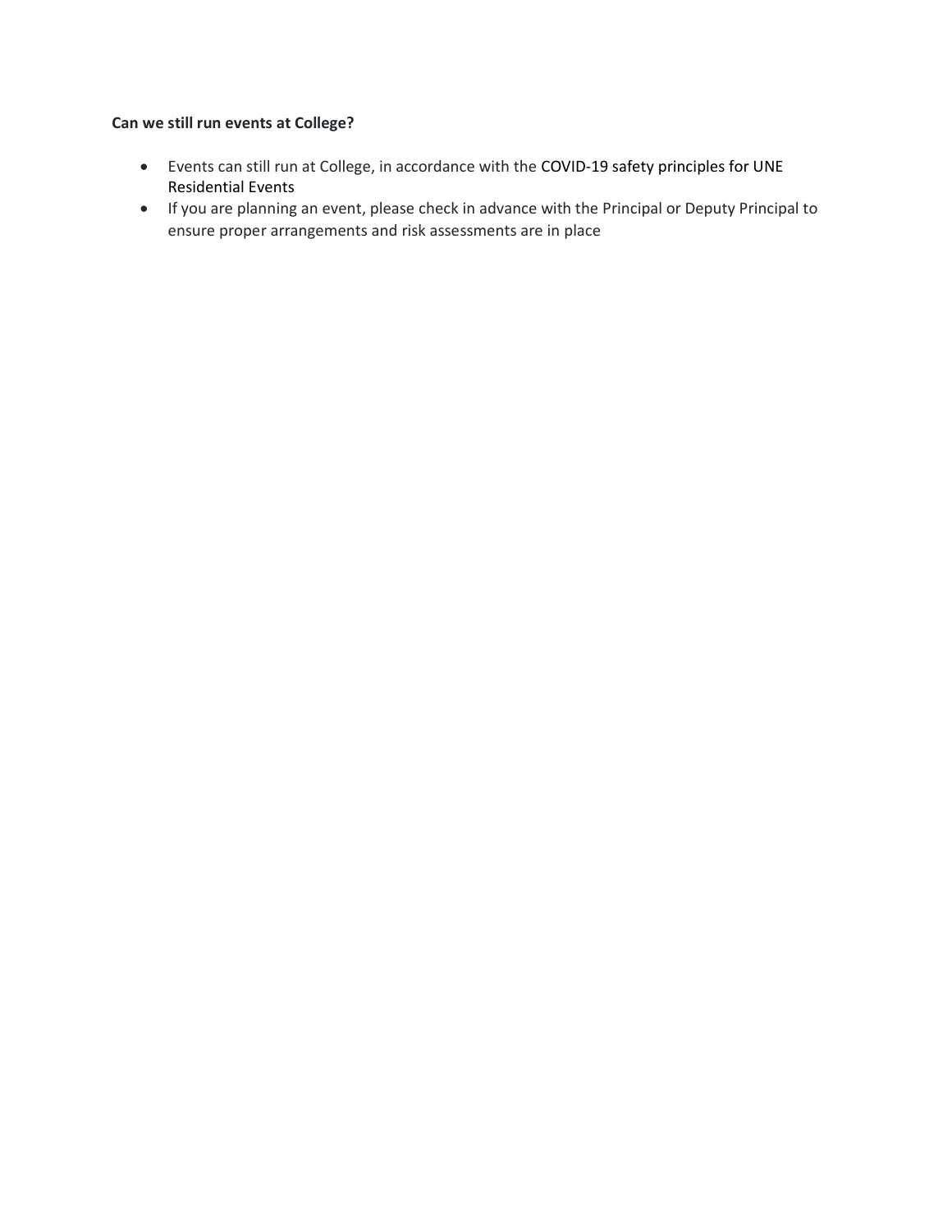**Can we still run events at College?**

- Events can still run at College, in accordance with the COVID-19 safety principles for UNE Residential Events
- If you are planning an event, please check in advance with the Principal or Deputy Principal to ensure proper arrangements and risk assessments are in place